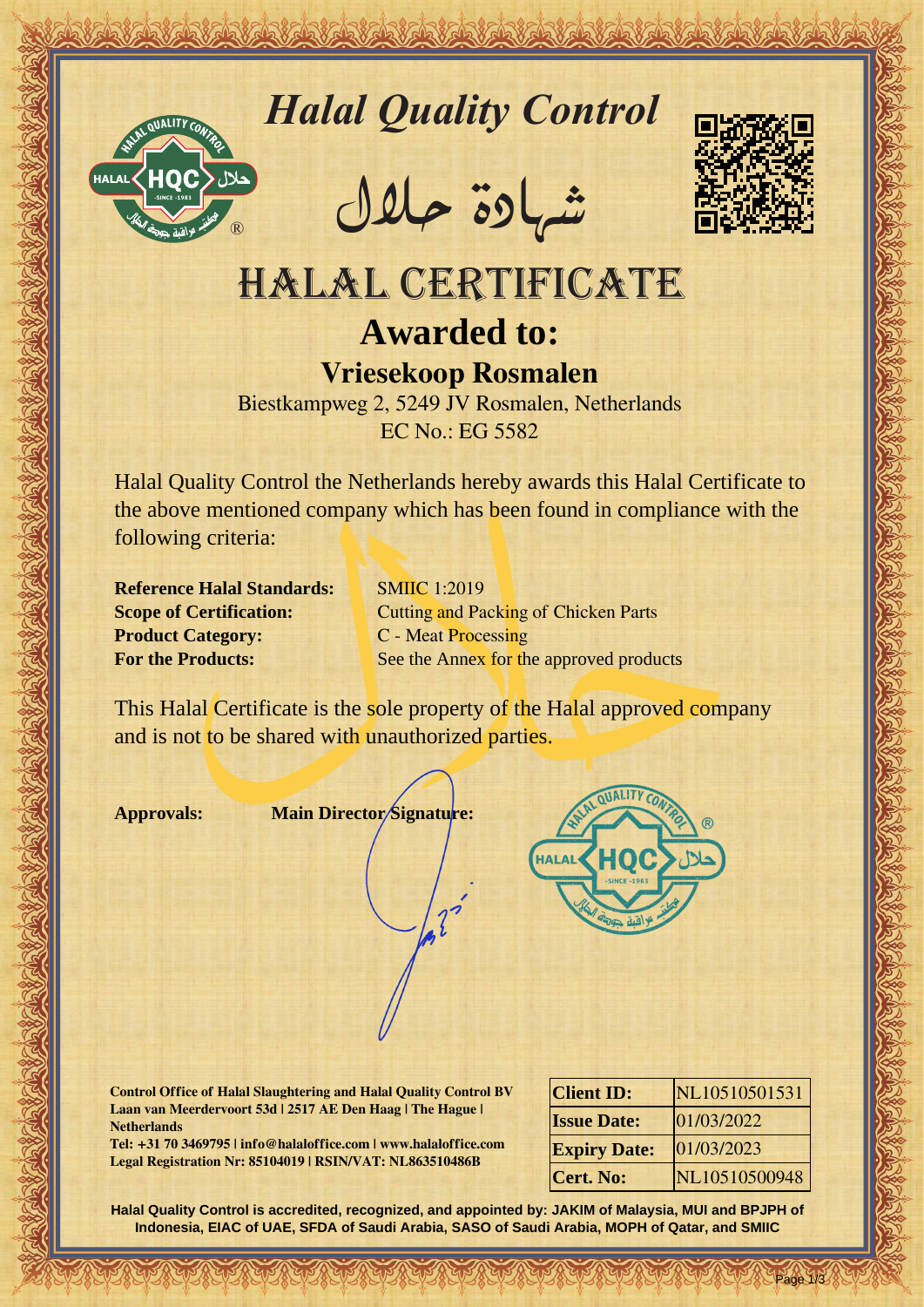# *Halal Quality Control*

شهادة حلال

# HALAL CERTIFICATE

## Awarded to:

### Vriesekoop Rosmalen

Biestkampweg 2, 5249 JV Rosmalen, Netherlands

EC No.: EG 5582

Halal Quality Control the Netherlands hereby awards this Halal Certificate to the above mentioned company which has been found in compliance with the following criteria:

**Reference Halal Standards:** SMIIC 1:2019
**Scope of Certification:** Cutting and Packing of Chicken Parts
**Product Category:** C - Meat Processing
**For the Products:** See the Annex for the approved products

This Halal Certificate is the sole property of the Halal approved company and is not to be shared with unauthorized parties.

**Approvals:** **Main Director Signature:**

**Control Office of Halal Slaughtering and Halal Quality Control BV**
**Laan van Meerdervoort 53d | 2517 AE Den Haag | The Hague | Netherlands**
**Tel: +31 70 3469795 | info@halaloffice.com | www.halaloffice.com**
**Legal Registration Nr: 85104019 | RSIN/VAT: NL863510486B**

| **Client ID:** | NL10510501531 |
|---|---|
| **Issue Date:** | 01/03/2022 |
| **Expiry Date:** | 01/03/2023 |
| **Cert. No:** | NL10510500948 |

**Halal Quality Control is accredited, recognized, and appointed by: JAKIM of Malaysia, MUI and BPJPH of Indonesia, EIAC of UAE, SFDA of Saudi Arabia, SASO of Saudi Arabia, MOPH of Qatar, and SMIIC**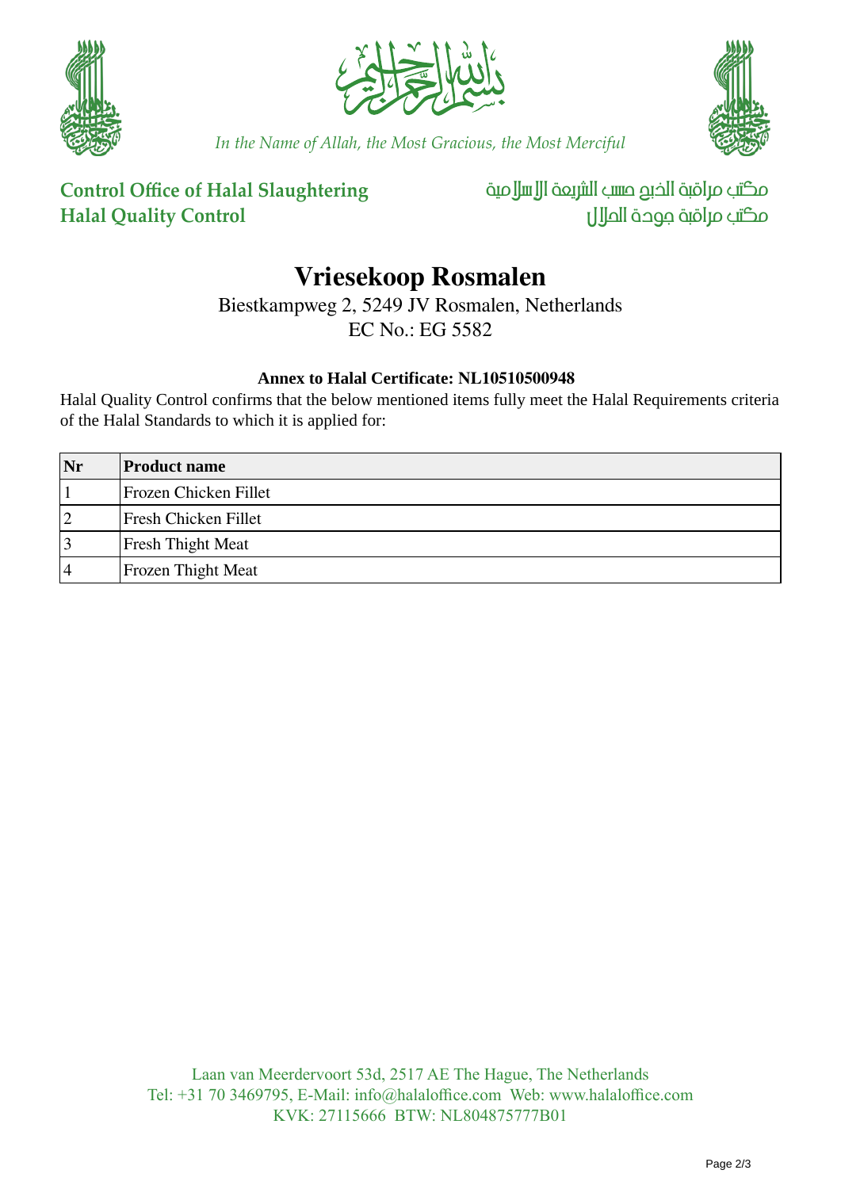In the Name of Allah, the Most Gracious, the Most Merciful

**Control Office of Halal Slaughtering**
**Halal Quality Control**

مكتب مراقبة الذبح حسب الشريعة الإسلامية
مكتب مراقبة جودة الحلال

# Vriesekoop Rosmalen

Biestkampweg 2, 5249 JV Rosmalen, Netherlands
EC No.: EG 5582

**Annex to Halal Certificate: NL10510500948**

Halal Quality Control confirms that the below mentioned items fully meet the Halal Requirements criteria of the Halal Standards to which it is applied for:

| Nr | Product name |
|---|---|
| 1 | Frozen Chicken Fillet |
| 2 | Fresh Chicken Fillet |
| 3 | Fresh Thight Meat |
| 4 | Frozen Thight Meat |

Laan van Meerdervoort 53d, 2517 AE The Hague, The Netherlands
Tel: +31 70 3469795, E-Mail: info@halaloffice.com Web: www.halaloffice.com
KVK: 27115666 BTW: NL804875777B01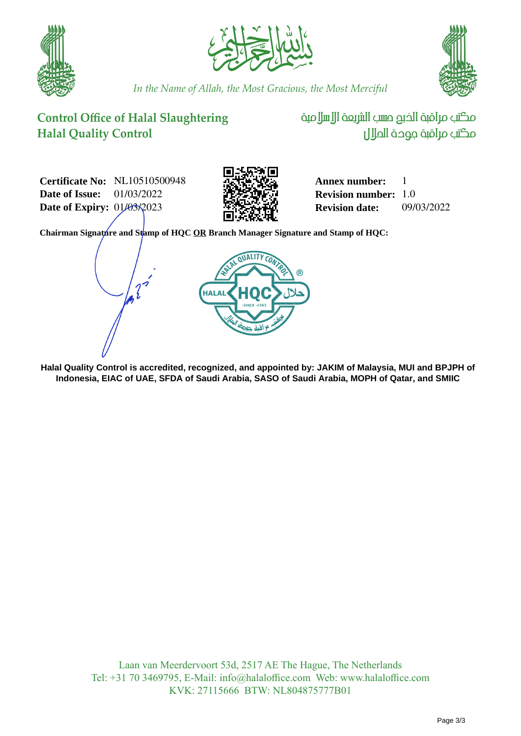In the Name of Allah, the Most Gracious, the Most Merciful

## Control Office of Halal Slaughtering
## Halal Quality Control

مكتب مراقبة الذبح حسب الشريعة الإسلامية
مكتب مراقبة جودة الحلال

**Certificate No:** NL10510500948
**Date of Issue:** 01/03/2022
**Date of Expiry:** 01/03/2023

**Annex number:** 1
**Revision number:** 1.0
**Revision date:** 09/03/2022

**Chairman Signature and Stamp of HQC OR Branch Manager Signature and Stamp of HQC:**

**Halal Quality Control is accredited, recognized, and appointed by: JAKIM of Malaysia, MUI and BPJPH of Indonesia, EIAC of UAE, SFDA of Saudi Arabia, SASO of Saudi Arabia, MOPH of Qatar, and SMIIC**

Laan van Meerdervoort 53d, 2517 AE The Hague, The Netherlands
Tel: +31 70 3469795, E-Mail: info@halaloffice.com Web: www.halaloffice.com
KVK: 27115666 BTW: NL804875777B01